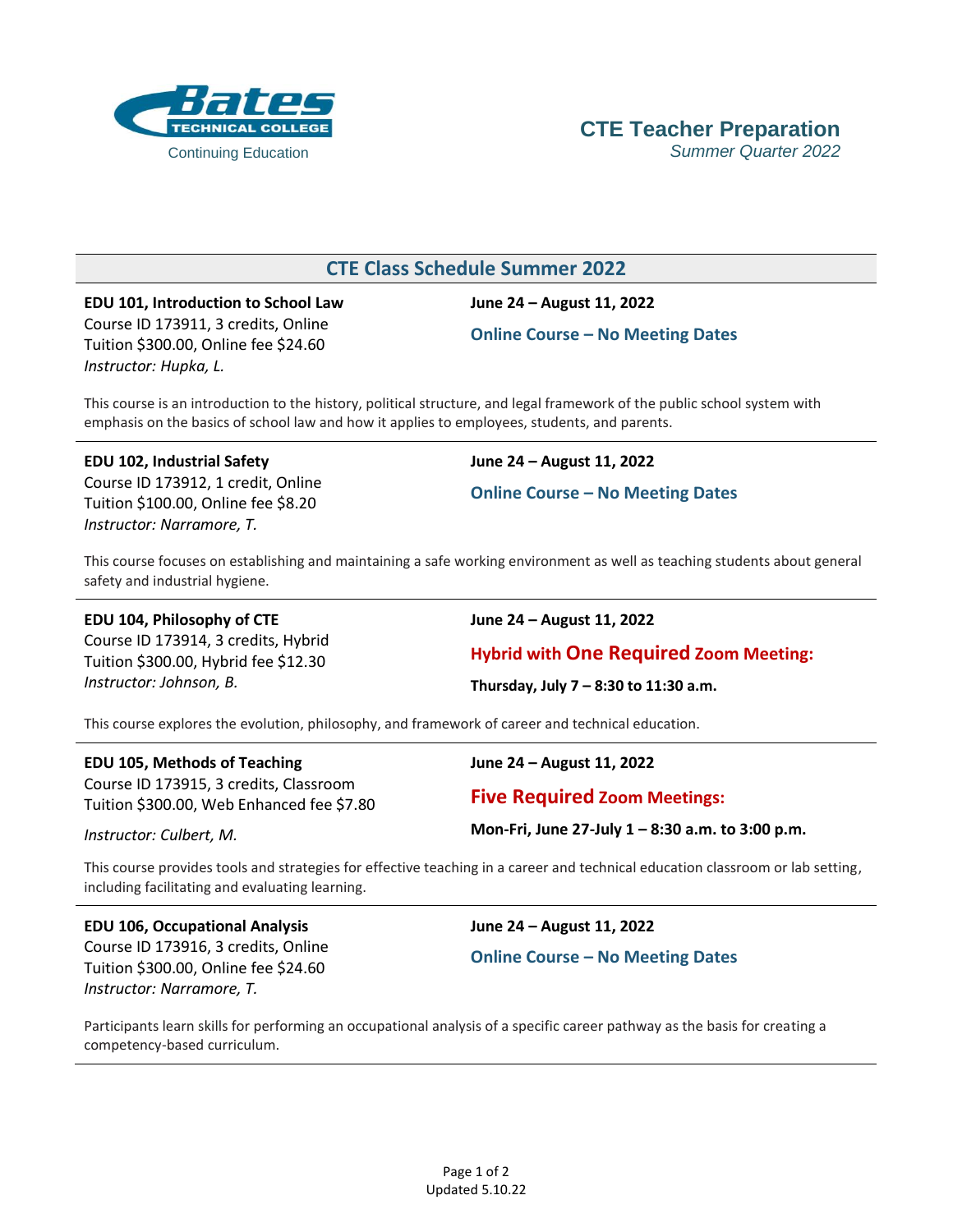Bates Technical College

Continuing Education

# CTE Teacher Preparation

*Summer Quarter 2022*

## CTE Class Schedule Summer 2022

**EDU 101, Introduction to School Law**
Course ID 173911, 3 credits, Online
Tuition $300.00, Online fee $24.60
*Instructor: Hupka, L.*

**June 24 – August 11, 2022**

**Online Course – No Meeting Dates**

This course is an introduction to the history, political structure, and legal framework of the public school system with emphasis on the basics of school law and how it applies to employees, students, and parents.

---

**EDU 102, Industrial Safety**
Course ID 173912, 1 credit, Online
Tuition $100.00, Online fee $8.20
*Instructor: Narramore, T.*

**June 24 – August 11, 2022**

**Online Course – No Meeting Dates**

This course focuses on establishing and maintaining a safe working environment as well as teaching students about general safety and industrial hygiene.

---

**EDU 104, Philosophy of CTE**
Course ID 173914, 3 credits, Hybrid
Tuition $300.00, Hybrid fee $12.30
*Instructor: Johnson, B.*

**June 24 – August 11, 2022**

**Hybrid with One Required Zoom Meeting:**

**Thursday, July 7 – 8:30 to 11:30 a.m.**

This course explores the evolution, philosophy, and framework of career and technical education.

---

**EDU 105, Methods of Teaching**
Course ID 173915, 3 credits, Classroom
Tuition $300.00, Web Enhanced fee $7.80
*Instructor: Culbert, M.*

**June 24 – August 11, 2022**

**Five Required Zoom Meetings:**

**Mon-Fri, June 27-July 1 – 8:30 a.m. to 3:00 p.m.**

This course provides tools and strategies for effective teaching in a career and technical education classroom or lab setting, including facilitating and evaluating learning.

---

**EDU 106, Occupational Analysis**
Course ID 173916, 3 credits, Online
Tuition $300.00, Online fee $24.60
*Instructor: Narramore, T.*

**June 24 – August 11, 2022**

**Online Course – No Meeting Dates**

Participants learn skills for performing an occupational analysis of a specific career pathway as the basis for creating a competency-based curriculum.

Updated 5.10.22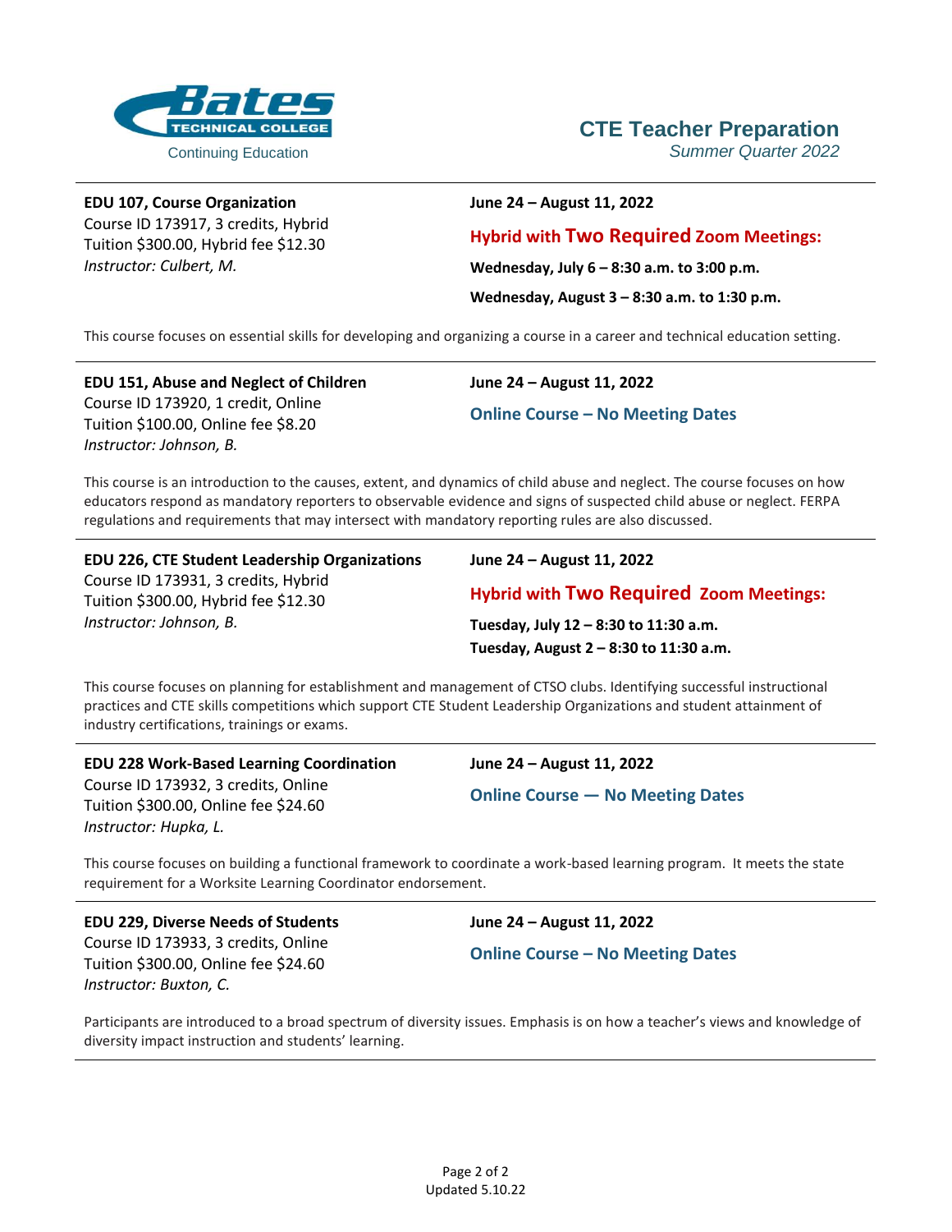Bates Technical College

Continuing Education

# CTE Teacher Preparation

*Summer Quarter 2022*

---

**EDU 107, Course Organization**
Course ID 173917, 3 credits, Hybrid
Tuition $300.00, Hybrid fee $12.30
*Instructor: Culbert, M.*

**June 24 – August 11, 2022**

**Hybrid with Two Required Zoom Meetings:**

**Wednesday, July 6 – 8:30 a.m. to 3:00 p.m.**

**Wednesday, August 3 – 8:30 a.m. to 1:30 p.m.**

This course focuses on essential skills for developing and organizing a course in a career and technical education setting.

---

**EDU 151, Abuse and Neglect of Children**
Course ID 173920, 1 credit, Online
Tuition $100.00, Online fee $8.20
*Instructor: Johnson, B.*

**June 24 – August 11, 2022**

**Online Course – No Meeting Dates**

This course is an introduction to the causes, extent, and dynamics of child abuse and neglect. The course focuses on how educators respond as mandatory reporters to observable evidence and signs of suspected child abuse or neglect. FERPA regulations and requirements that may intersect with mandatory reporting rules are also discussed.

---

**EDU 226, CTE Student Leadership Organizations**
Course ID 173931, 3 credits, Hybrid
Tuition $300.00, Hybrid fee $12.30
*Instructor: Johnson, B.*

**June 24 – August 11, 2022**

**Hybrid with Two Required Zoom Meetings:**

**Tuesday, July 12 – 8:30 to 11:30 a.m.**
**Tuesday, August 2 – 8:30 to 11:30 a.m.**

This course focuses on planning for establishment and management of CTSO clubs. Identifying successful instructional practices and CTE skills competitions which support CTE Student Leadership Organizations and student attainment of industry certifications, trainings or exams.

---

**EDU 228 Work-Based Learning Coordination**
Course ID 173932, 3 credits, Online
Tuition $300.00, Online fee $24.60
*Instructor: Hupka, L.*

**June 24 – August 11, 2022**

**Online Course — No Meeting Dates**

This course focuses on building a functional framework to coordinate a work-based learning program. It meets the state requirement for a Worksite Learning Coordinator endorsement.

---

**EDU 229, Diverse Needs of Students**
Course ID 173933, 3 credits, Online
Tuition $300.00, Online fee $24.60
*Instructor: Buxton, C.*

**June 24 – August 11, 2022**

**Online Course – No Meeting Dates**

Participants are introduced to a broad spectrum of diversity issues. Emphasis is on how a teacher's views and knowledge of diversity impact instruction and students' learning.

---

Updated 5.10.22